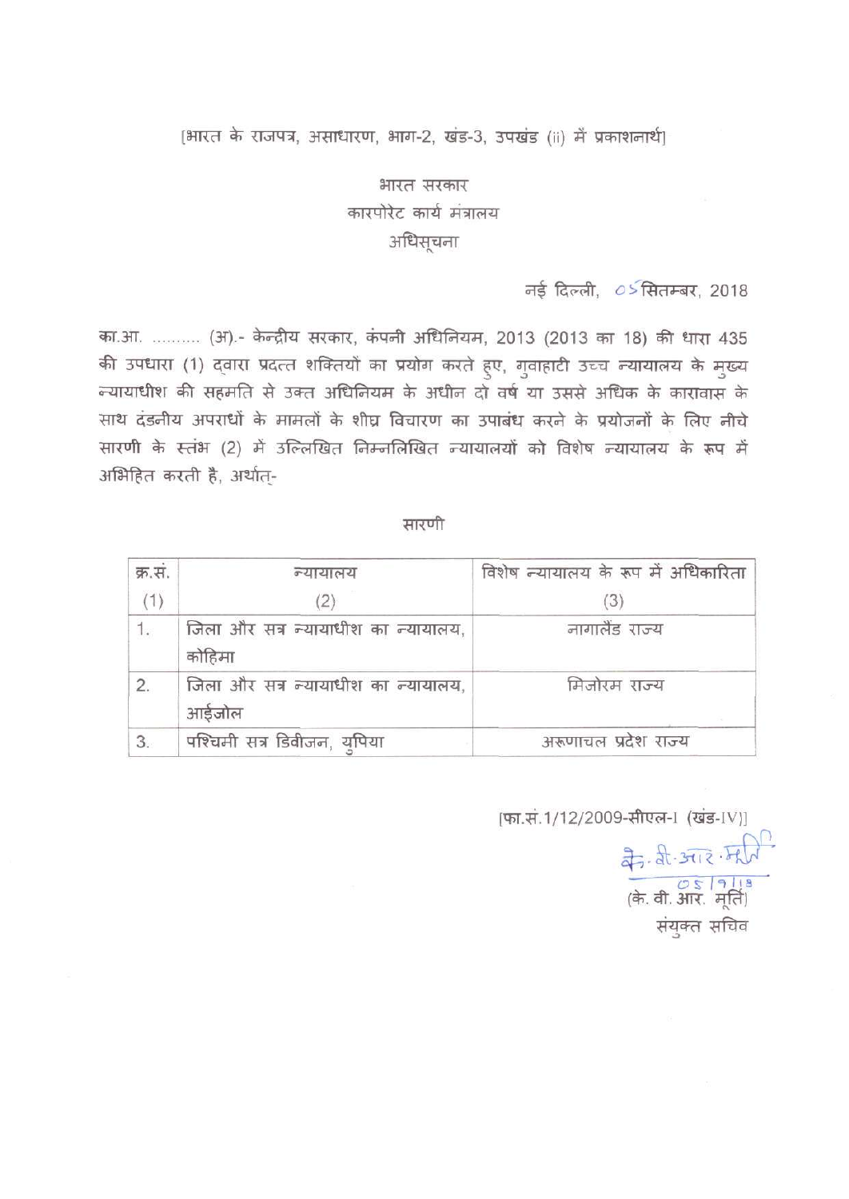[भारत के राजपत्र, असाधारण, भाग-2, खंड-3, उपखंड (ii) में प्रकाशनार्थ]

भारत सरकार

कारपोरेट कार्य मंत्रालय

अधिसूचना

नई दिल्ली, 05 सितम्बर, 2018

का.आ. ......... (अ).- केन्द्रीय सरकार, कंपनी अधिनियम, 2013 (2013 का 18) की धारा 435 की उपधारा (1) द्वारा प्रदत्त शक्तियों का प्रयोग करते हुए, गुवाहाटी उच्च न्यायालय के मुख्य न्यायाधीश की सहमति से उक्त अधिनियम के अधीन दो वर्ष या उससे अधिक के कारावास के साथ दंडनीय अपराधों के मामलों के शीघ्र विचारण का उपाबंध करने के प्रयोजनों के लिए नीचे सारणी के स्तंभ (2) में उल्लिखित निम्नलिखित न्यायालयों को विशेष न्यायालय के रूप में अभिहित करती है, अर्थात्-

सारणी

| क्र.सं. | न्यायालय | विशेष न्यायालय के रूप में अधिकारिता |
|---|---|---|
| (1) | (2) | (3) |
| 1. | जिला और सत्र न्यायाधीश का न्यायालय, कोहिमा | नागालैंड राज्य |
| 2. | जिला और सत्र न्यायाधीश का न्यायालय, आईजोल | मिजोरम राज्य |
| 3. | पश्चिमी सत्र डिवीजन, युपिया | अरूणाचल प्रदेश राज्य |

[फा.सं.1/12/2009-सीएल-I (खंड-IV)]

के.वी.आर.मूर्ति
05/9/18

(के. वी. आर. मूर्ति)

संयुक्त सचिव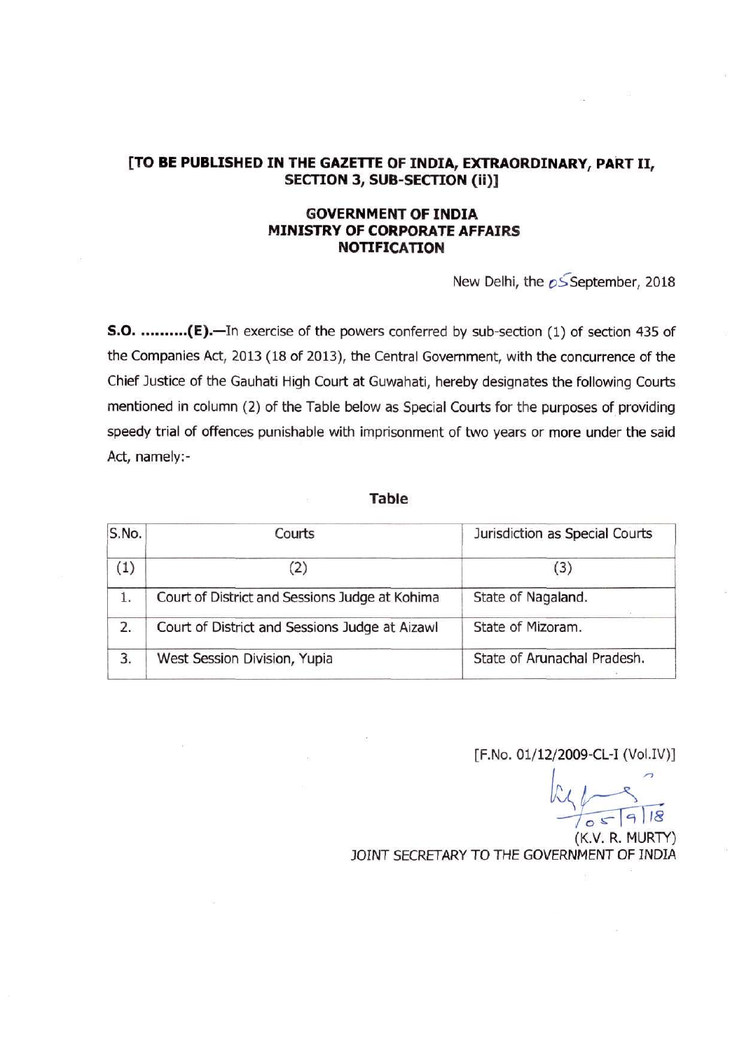**[TO BE PUBLISHED IN THE GAZETTE OF INDIA, EXTRAORDINARY, PART II, SECTION 3, SUB-SECTION (ii)]**

**GOVERNMENT OF INDIA**
**MINISTRY OF CORPORATE AFFAIRS**
**NOTIFICATION**

New Delhi, the 05 September, 2018

**S.O. ..........(E).**—In exercise of the powers conferred by sub-section (1) of section 435 of the Companies Act, 2013 (18 of 2013), the Central Government, with the concurrence of the Chief Justice of the Gauhati High Court at Guwahati, hereby designates the following Courts mentioned in column (2) of the Table below as Special Courts for the purposes of providing speedy trial of offences punishable with imprisonment of two years or more under the said Act, namely:-

**Table**

| S.No. | Courts | Jurisdiction as Special Courts |
|---|---|---|
| (1) | (2) | (3) |
| 1. | Court of District and Sessions Judge at Kohima | State of Nagaland. |
| 2. | Court of District and Sessions Judge at Aizawl | State of Mizoram. |
| 3. | West Session Division, Yupia | State of Arunachal Pradesh. |

[F.No. 01/12/2009-CL-I (Vol.IV)]

05/9/18

(K.V. R. MURTY)
JOINT SECRETARY TO THE GOVERNMENT OF INDIA